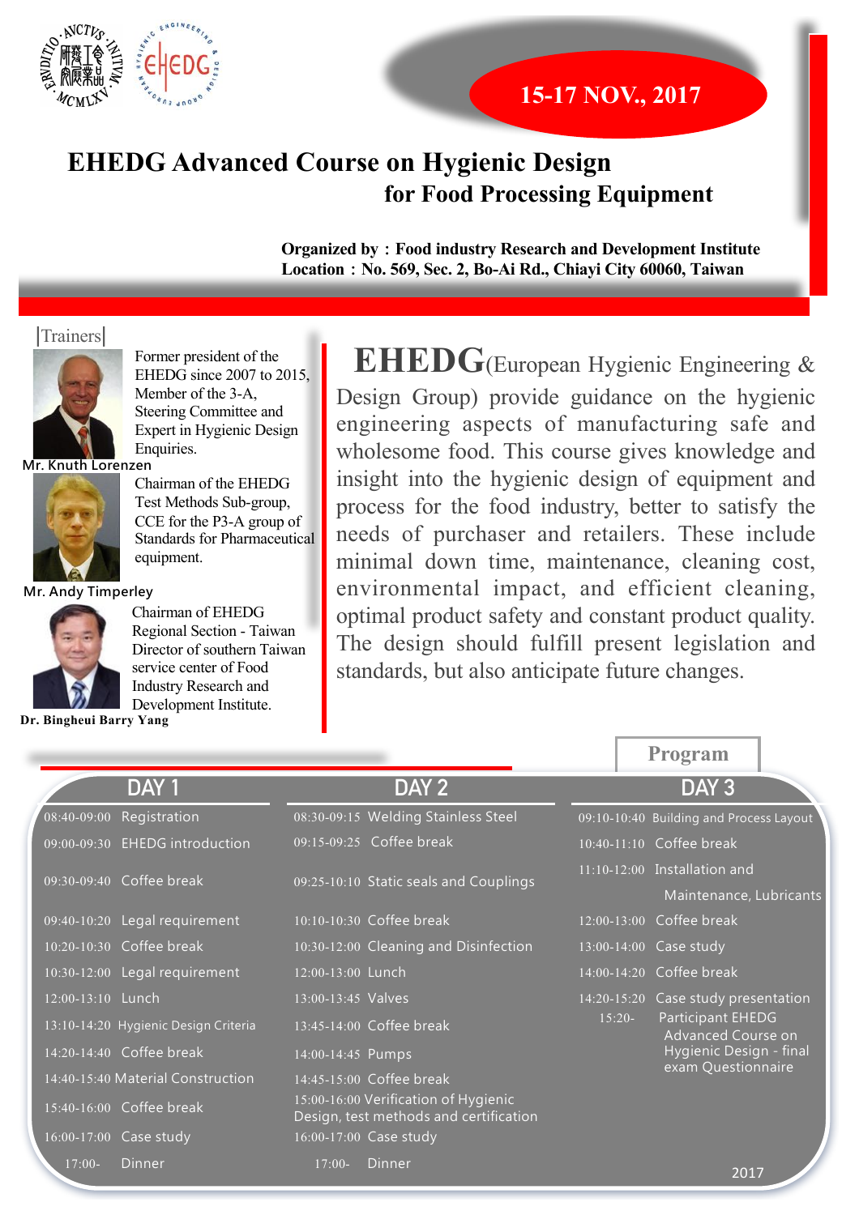**15-17 NOV., 2017**

# EHEDG Advanced Course on Hygienic Design for Food Processing Equipment

**Organized by：Food industry Research and Development Institute**
**Location：No. 569, Sec. 2, Bo-Ai Rd., Chiayi City 60060, Taiwan**

## Trainers

**Mr. Knuth Lorenzen**
Former president of the EHEDG since 2007 to 2015, Member of the 3-A, Steering Committee and Expert in Hygienic Design Enquiries.

**Mr. Andy Timperley**
Chairman of the EHEDG Test Methods Sub-group, CCE for the P3-A group of Standards for Pharmaceutical equipment.

**Dr. Bingheui Barry Yang**
Chairman of EHEDG Regional Section - Taiwan Director of southern Taiwan service center of Food Industry Research and Development Institute.

**EHEDG**(European Hygienic Engineering & Design Group) provide guidance on the hygienic engineering aspects of manufacturing safe and wholesome food. This course gives knowledge and insight into the hygienic design of equipment and process for the food industry, better to satisfy the needs of purchaser and retailers. These include minimal down time, maintenance, cleaning cost, environmental impact, and efficient cleaning, optimal product safety and constant product quality. The design should fulfill present legislation and standards, but also anticipate future changes.

## Program

### DAY 1

| Time | Session |
|---|---|
| 08:40-09:00 | Registration |
| 09:00-09:30 | EHEDG introduction |
| 09:30-09:40 | Coffee break |
| 09:40-10:20 | Legal requirement |
| 10:20-10:30 | Coffee break |
| 10:30-12:00 | Legal requirement |
| 12:00-13:10 | Lunch |
| 13:10-14:20 | Hygienic Design Criteria |
| 14:20-14:40 | Coffee break |
| 14:40-15:40 | Material Construction |
| 15:40-16:00 | Coffee break |
| 16:00-17:00 | Case study |
| 17:00- | Dinner |

### DAY 2

| Time | Session |
|---|---|
| 08:30-09:15 | Welding Stainless Steel |
| 09:15-09:25 | Coffee break |
| 09:25-10:10 | Static seals and Couplings |
| 10:10-10:30 | Coffee break |
| 10:30-12:00 | Cleaning and Disinfection |
| 12:00-13:00 | Lunch |
| 13:00-13:45 | Valves |
| 13:45-14:00 | Coffee break |
| 14:00-14:45 | Pumps |
| 14:45-15:00 | Coffee break |
| 15:00-16:00 | Verification of Hygienic Design, test methods and certification |
| 16:00-17:00 | Case study |
| 17:00- | Dinner |

### DAY 3

| Time | Session |
|---|---|
| 09:10-10:40 | Building and Process Layout |
| 10:40-11:10 | Coffee break |
| 11:10-12:00 | Installation and Maintenance, Lubricants |
| 12:00-13:00 | Coffee break |
| 13:00-14:00 | Case study |
| 14:00-14:20 | Coffee break |
| 14:20-15:20 | Case study presentation |
| 15:20- | Participant EHEDG Advanced Course on Hygienic Design - final exam Questionnaire |

2017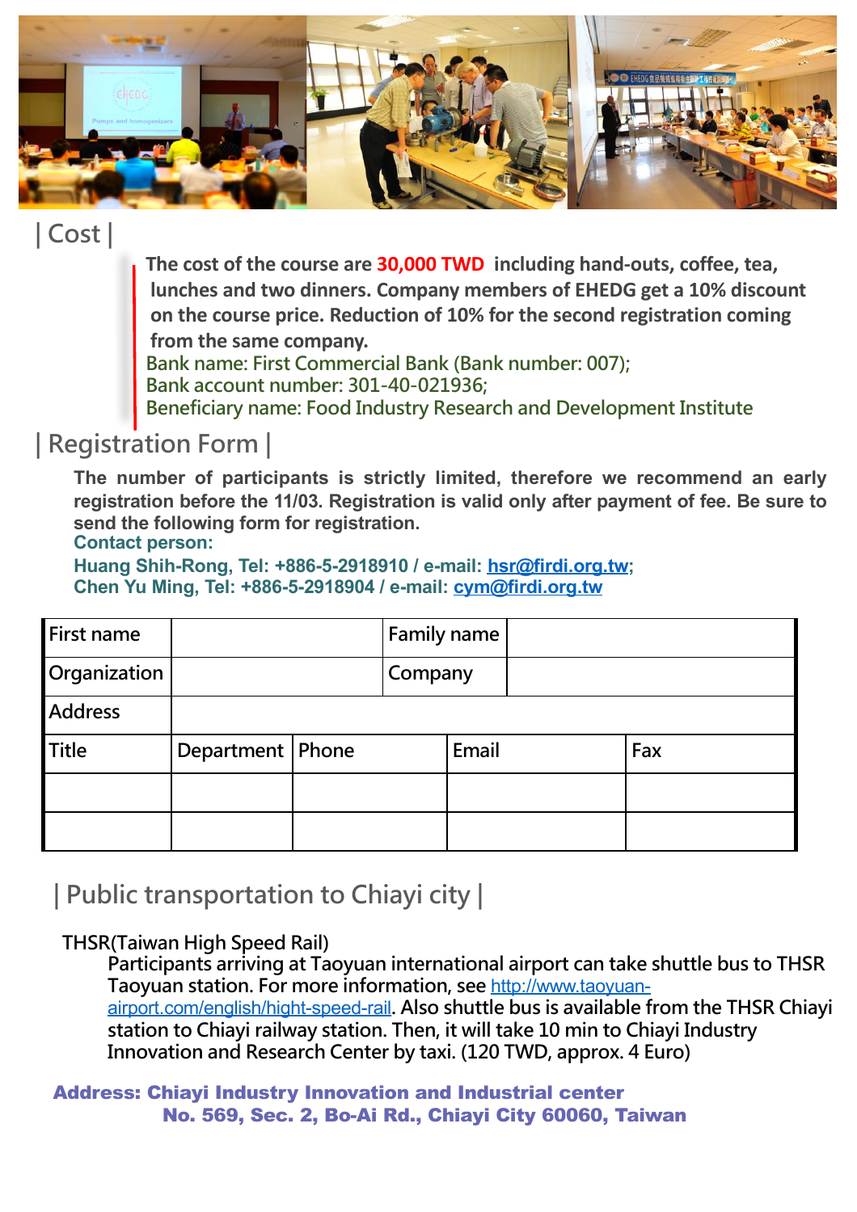## | Cost |

**The cost of the course are 30,000 TWD including hand-outs, coffee, tea, lunches and two dinners. Company members of EHEDG get a 10% discount on the course price. Reduction of 10% for the second registration coming from the same company.**

Bank name: First Commercial Bank (Bank number: 007);
Bank account number: 301-40-021936;
Beneficiary name: Food Industry Research and Development Institute

## | Registration Form |

**The number of participants is strictly limited, therefore we recommend an early registration before the 11/03. Registration is valid only after payment of fee. Be sure to send the following form for registration.**

**Contact person:**

**Huang Shih-Rong, Tel: +886-5-2918910 / e-mail: hsr@firdi.org.tw;**
**Chen Yu Ming, Tel: +886-5-2918904 / e-mail: cym@firdi.org.tw**

| | | | | | | |
|---|---|---|---|---|---|---|
| First name | | | Family name | | | |
| Organization | | | Company | | | |
| Address | | | | | | |
| Title | Department | Phone | | Email | | Fax |
| | | | | | | |
| | | | | | | |

## | Public transportation to Chiayi city |

THSR(Taiwan High Speed Rail)

Participants arriving at Taoyuan international airport can take shuttle bus to THSR Taoyuan station. For more information, see http://www.taoyuan-airport.com/english/hight-speed-rail. Also shuttle bus is available from the THSR Chiayi station to Chiayi railway station. Then, it will take 10 min to Chiayi Industry Innovation and Research Center by taxi. (120 TWD, approx. 4 Euro)

**Address: Chiayi Industry Innovation and Industrial center**
**No. 569, Sec. 2, Bo-Ai Rd., Chiayi City 60060, Taiwan**